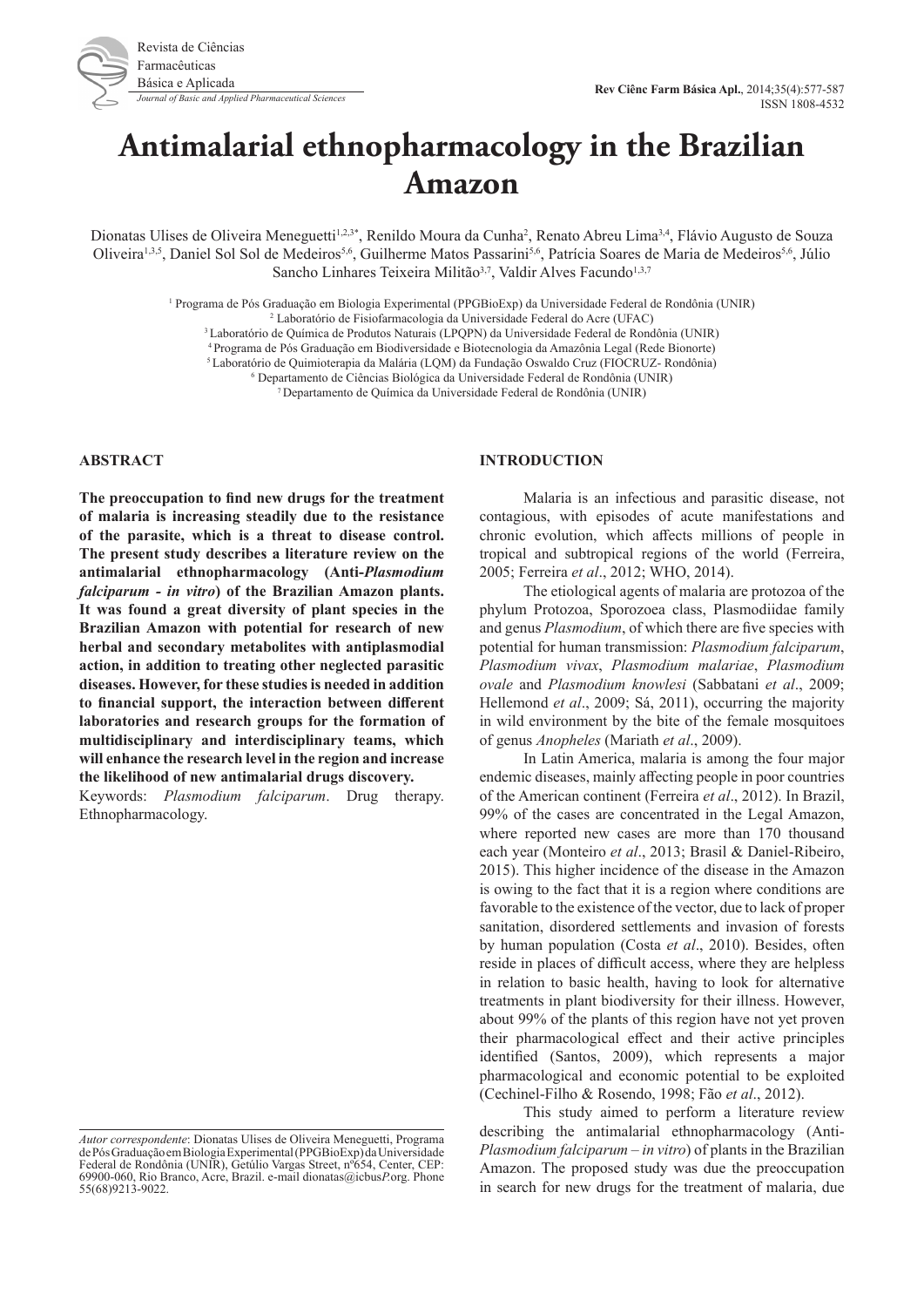# Antimalarial ethnopharmacology in the Brazilian Amazon

Dionatas Ulises de Oliveira Meneguetti[1,2,3*], Renildo Moura da Cunha[2], Renato Abreu Lima[3,4], Flávio Augusto de Souza Oliveira[1,3,5], Daniel Sol Sol de Medeiros[5,6], Guilherme Matos Passarini[5,6], Patrícia Soares de Maria de Medeiros[5,6], Júlio Sancho Linhares Teixeira Militão[3,7], Valdir Alves Facundo[1,3,7]

[1] Programa de Pós Graduação em Biologia Experimental (PPGBioExp) da Universidade Federal de Rondônia (UNIR)
[2] Laboratório de Fisiofarmacologia da Universidade Federal do Acre (UFAC)
[3] Laboratório de Química de Produtos Naturais (LPQPN) da Universidade Federal de Rondônia (UNIR)
[4] Programa de Pós Graduação em Biodiversidade e Biotecnologia da Amazônia Legal (Rede Bionorte)
[5] Laboratório de Quimioterapia da Malária (LQM) da Fundação Oswaldo Cruz (FIOCRUZ- Rondônia)
[6] Departamento de Ciências Biológica da Universidade Federal de Rondônia (UNIR)
[7] Departamento de Química da Universidade Federal de Rondônia (UNIR)

## ABSTRACT

**The preoccupation to find new drugs for the treatment of malaria is increasing steadily due to the resistance of the parasite, which is a threat to disease control. The present study describes a literature review on the antimalarial ethnopharmacology (Anti-*Plasmodium falciparum - in vitro*) of the Brazilian Amazon plants. It was found a great diversity of plant species in the Brazilian Amazon with potential for research of new herbal and secondary metabolites with antiplasmodial action, in addition to treating other neglected parasitic diseases. However, for these studies is needed in addition to financial support, the interaction between different laboratories and research groups for the formation of multidisciplinary and interdisciplinary teams, which will enhance the research level in the region and increase the likelihood of new antimalarial drugs discovery.**

Keywords: *Plasmodium falciparum*. Drug therapy. Ethnopharmacology.

## INTRODUCTION

Malaria is an infectious and parasitic disease, not contagious, with episodes of acute manifestations and chronic evolution, which affects millions of people in tropical and subtropical regions of the world (Ferreira, 2005; Ferreira *et al*., 2012; WHO, 2014).

The etiological agents of malaria are protozoa of the phylum Protozoa, Sporozoea class, Plasmodiidae family and genus *Plasmodium*, of which there are five species with potential for human transmission: *Plasmodium falciparum*, *Plasmodium vivax*, *Plasmodium malariae*, *Plasmodium ovale* and *Plasmodium knowlesi* (Sabbatani *et al*., 2009; Hellemond *et al*., 2009; Sá, 2011), occurring the majority in wild environment by the bite of the female mosquitoes of genus *Anopheles* (Mariath *et al*., 2009).

In Latin America, malaria is among the four major endemic diseases, mainly affecting people in poor countries of the American continent (Ferreira *et al*., 2012). In Brazil, 99% of the cases are concentrated in the Legal Amazon, where reported new cases are more than 170 thousand each year (Monteiro *et al*., 2013; Brasil & Daniel-Ribeiro, 2015). This higher incidence of the disease in the Amazon is owing to the fact that it is a region where conditions are favorable to the existence of the vector, due to lack of proper sanitation, disordered settlements and invasion of forests by human population (Costa *et al*., 2010). Besides, often reside in places of difficult access, where they are helpless in relation to basic health, having to look for alternative treatments in plant biodiversity for their illness. However, about 99% of the plants of this region have not yet proven their pharmacological effect and their active principles identified (Santos, 2009), which represents a major pharmacological and economic potential to be exploited (Cechinel-Filho & Rosendo, 1998; Fão *et al*., 2012).

This study aimed to perform a literature review describing the antimalarial ethnopharmacology (Anti-*Plasmodium falciparum – in vitro*) of plants in the Brazilian Amazon. The proposed study was due the preoccupation in search for new drugs for the treatment of malaria, due

*Autor correspondente*: Dionatas Ulises de Oliveira Meneguetti, Programa de Pós Graduação em Biologia Experimental (PPGBioExp) da Universidade Federal de Rondônia (UNIR), Getúlio Vargas Street, nº654, Center, CEP: 69900-060, Rio Branco, Acre, Brazil. e-mail dionatas@icbus*P*.org. Phone 55(68)9213-9022.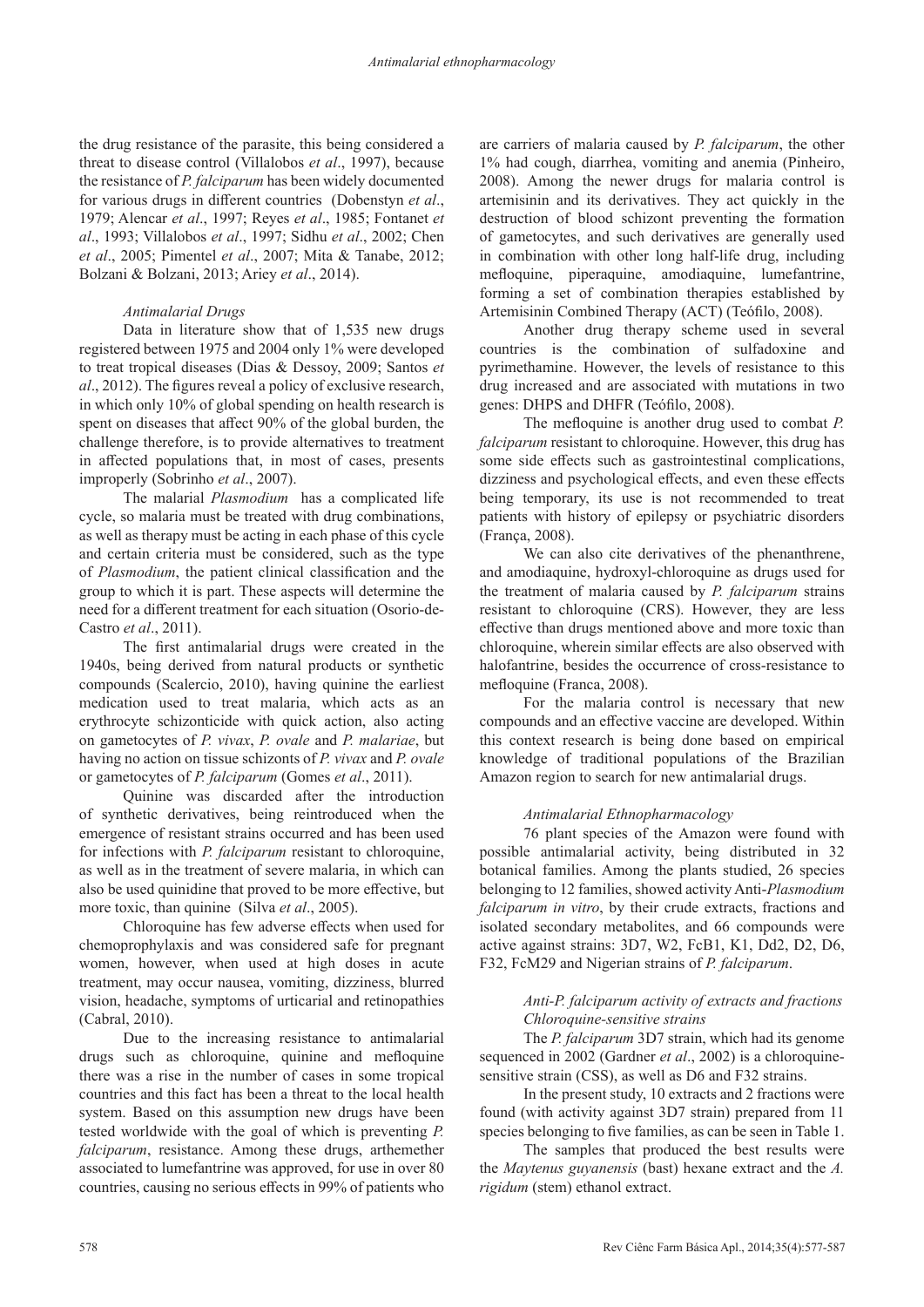the drug resistance of the parasite, this being considered a threat to disease control (Villalobos *et al*., 1997), because the resistance of *P. falciparum* has been widely documented for various drugs in different countries (Dobenstyn *et al*., 1979; Alencar *et al*., 1997; Reyes *et al*., 1985; Fontanet *et al*., 1993; Villalobos *et al*., 1997; Sidhu *et al*., 2002; Chen *et al*., 2005; Pimentel *et al*., 2007; Mita & Tanabe, 2012; Bolzani & Bolzani, 2013; Ariey *et al*., 2014).

### *Antimalarial Drugs*

Data in literature show that of 1,535 new drugs registered between 1975 and 2004 only 1% were developed to treat tropical diseases (Dias & Dessoy, 2009; Santos *et al*., 2012). The figures reveal a policy of exclusive research, in which only 10% of global spending on health research is spent on diseases that affect 90% of the global burden, the challenge therefore, is to provide alternatives to treatment in affected populations that, in most of cases, presents improperly (Sobrinho *et al*., 2007).

The malarial *Plasmodium* has a complicated life cycle, so malaria must be treated with drug combinations, as well as therapy must be acting in each phase of this cycle and certain criteria must be considered, such as the type of *Plasmodium*, the patient clinical classification and the group to which it is part. These aspects will determine the need for a different treatment for each situation (Osorio-de-Castro *et al*., 2011).

The first antimalarial drugs were created in the 1940s, being derived from natural products or synthetic compounds (Scalercio, 2010), having quinine the earliest medication used to treat malaria, which acts as an erythrocyte schizonticide with quick action, also acting on gametocytes of *P. vivax*, *P. ovale* and *P. malariae*, but having no action on tissue schizonts of *P. vivax* and *P. ovale* or gametocytes of *P. falciparum* (Gomes *et al*., 2011).

Quinine was discarded after the introduction of synthetic derivatives, being reintroduced when the emergence of resistant strains occurred and has been used for infections with *P. falciparum* resistant to chloroquine, as well as in the treatment of severe malaria, in which can also be used quinidine that proved to be more effective, but more toxic, than quinine (Silva *et al*., 2005).

Chloroquine has few adverse effects when used for chemoprophylaxis and was considered safe for pregnant women, however, when used at high doses in acute treatment, may occur nausea, vomiting, dizziness, blurred vision, headache, symptoms of urticarial and retinopathies (Cabral, 2010).

Due to the increasing resistance to antimalarial drugs such as chloroquine, quinine and mefloquine there was a rise in the number of cases in some tropical countries and this fact has been a threat to the local health system. Based on this assumption new drugs have been tested worldwide with the goal of which is preventing *P. falciparum*, resistance. Among these drugs, arthemether associated to lumefantrine was approved, for use in over 80 countries, causing no serious effects in 99% of patients who are carriers of malaria caused by *P. falciparum*, the other 1% had cough, diarrhea, vomiting and anemia (Pinheiro, 2008). Among the newer drugs for malaria control is artemisinin and its derivatives. They act quickly in the destruction of blood schizont preventing the formation of gametocytes, and such derivatives are generally used in combination with other long half-life drug, including mefloquine, piperaquine, amodiaquine, lumefantrine, forming a set of combination therapies established by Artemisinin Combined Therapy (ACT) (Teófilo, 2008).

Another drug therapy scheme used in several countries is the combination of sulfadoxine and pyrimethamine. However, the levels of resistance to this drug increased and are associated with mutations in two genes: DHPS and DHFR (Teófilo, 2008).

The mefloquine is another drug used to combat *P. falciparum* resistant to chloroquine. However, this drug has some side effects such as gastrointestinal complications, dizziness and psychological effects, and even these effects being temporary, its use is not recommended to treat patients with history of epilepsy or psychiatric disorders (França, 2008).

We can also cite derivatives of the phenanthrene, and amodiaquine, hydroxyl-chloroquine as drugs used for the treatment of malaria caused by *P. falciparum* strains resistant to chloroquine (CRS). However, they are less effective than drugs mentioned above and more toxic than chloroquine, wherein similar effects are also observed with halofantrine, besides the occurrence of cross-resistance to mefloquine (Franca, 2008).

For the malaria control is necessary that new compounds and an effective vaccine are developed. Within this context research is being done based on empirical knowledge of traditional populations of the Brazilian Amazon region to search for new antimalarial drugs.

### *Antimalarial Ethnopharmacology*

76 plant species of the Amazon were found with possible antimalarial activity, being distributed in 32 botanical families. Among the plants studied, 26 species belonging to 12 families, showed activity Anti-*Plasmodium falciparum in vitro*, by their crude extracts, fractions and isolated secondary metabolites, and 66 compounds were active against strains: 3D7, W2, FcB1, K1, Dd2, D2, D6, F32, FcM29 and Nigerian strains of *P. falciparum*.

#### *Anti-P. falciparum activity of extracts and fractions Chloroquine-sensitive strains*

The *P. falciparum* 3D7 strain, which had its genome sequenced in 2002 (Gardner *et al*., 2002) is a chloroquine-sensitive strain (CSS), as well as D6 and F32 strains.

In the present study, 10 extracts and 2 fractions were found (with activity against 3D7 strain) prepared from 11 species belonging to five families, as can be seen in Table 1.

The samples that produced the best results were the *Maytenus guyanensis* (bast) hexane extract and the *A. rigidum* (stem) ethanol extract.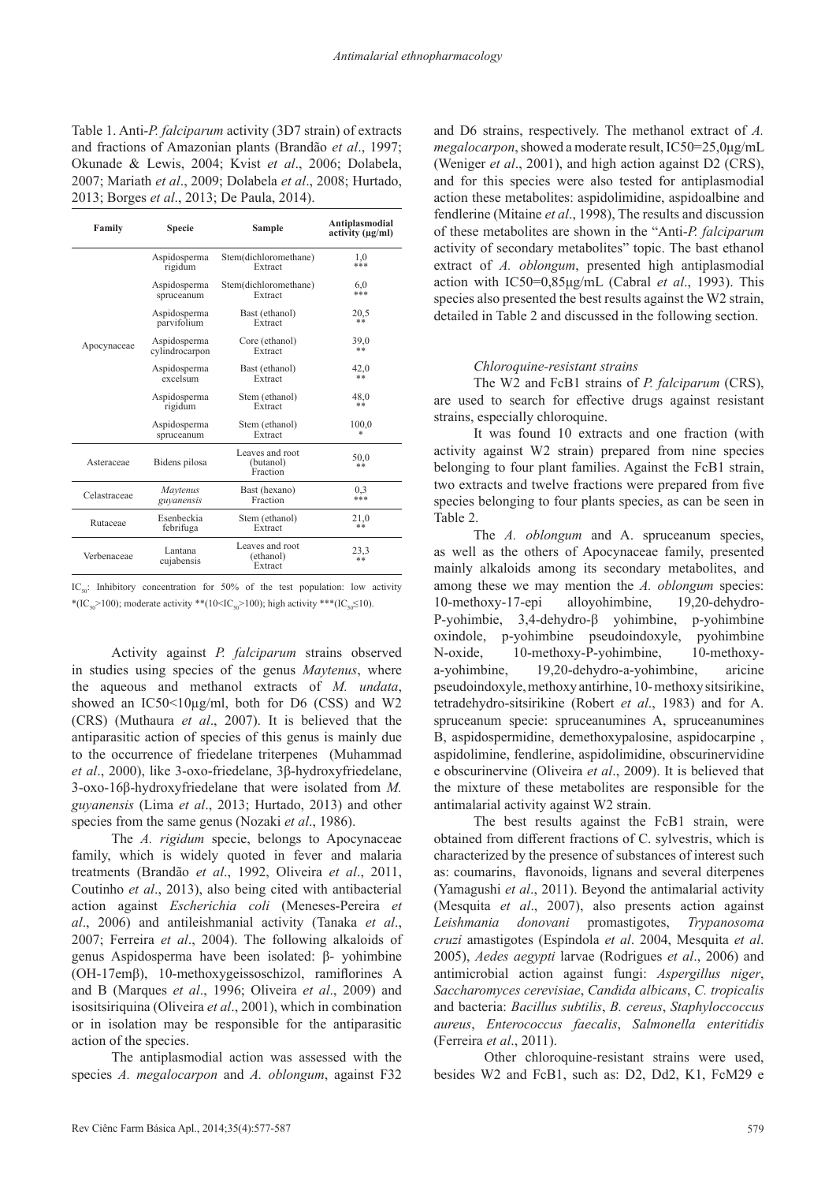Table 1. Anti-*P. falciparum* activity (3D7 strain) of extracts and fractions of Amazonian plants (Brandão *et al*., 1997; Okunade & Lewis, 2004; Kvist *et al*., 2006; Dolabela, 2007; Mariath *et al*., 2009; Dolabela *et al*., 2008; Hurtado, 2013; Borges *et al*., 2013; De Paula, 2014).

| Family | Specie | Sample | Antiplasmodial activity (μg/ml) |
|---|---|---|---|
| Apocynaceae | Aspidosperma rigidum | Stem(dichloromethane) Extract | 1,0 *** |
| | Aspidosperma spruceanum | Stem(dichloromethane) Extract | 6,0 *** |
| | Aspidosperma parvifolium | Bast (ethanol) Extract | 20,5 ** |
| | Aspidosperma cylindrocarpon | Core (ethanol) Extract | 39,0 ** |
| | Aspidosperma excelsum | Bast (ethanol) Extract | 42,0 ** |
| | Aspidosperma rigidum | Stem (ethanol) Extract | 48,0 ** |
| | Aspidosperma spruceanum | Stem (ethanol) Extract | 100,0 * |
| Asteraceae | Bidens pilosa | Leaves and root (butanol) Fraction | 50,0 ** |
| Celastraceae | *Maytenus guyanensis* | Bast (hexano) Fraction | 0,3 *** |
| Rutaceae | Esenbeckia febrifuga | Stem (ethanol) Extract | 21,0 ** |
| Verbenaceae | Lantana cujabensis | Leaves and root (ethanol) Extract | 23,3 ** |

$IC_{50}$: Inhibitory concentration for 50% of the test population: low activity *($IC_{50}$>100); moderate activity **(10<$IC_{50}$>100); high activity ***($IC_{50}$≤10).

Activity against *P. falciparum* strains observed in studies using species of the genus *Maytenus*, where the aqueous and methanol extracts of *M. undata*, showed an IC50<10μg/ml, both for D6 (CSS) and W2 (CRS) (Muthaura *et al*., 2007). It is believed that the antiparasitic action of species of this genus is mainly due to the occurrence of friedelane triterpenes (Muhammad *et al*., 2000), like 3-oxo-friedelane, 3β-hydroxyfriedelane, 3-oxo-16β-hydroxyfriedelane that were isolated from *M. guyanensis* (Lima *et al*., 2013; Hurtado, 2013) and other species from the same genus (Nozaki *et al*., 1986).

The *A. rigidum* specie, belongs to Apocynaceae family, which is widely quoted in fever and malaria treatments (Brandão *et al*., 1992, Oliveira *et al*., 2011, Coutinho *et al*., 2013), also being cited with antibacterial action against *Escherichia coli* (Meneses-Pereira *et al*., 2006) and antileishmanial activity (Tanaka *et al*., 2007; Ferreira *et al*., 2004). The following alkaloids of genus Aspidosperma have been isolated: β- yohimbine (OH-17emβ), 10-methoxygeissoschizol, ramiflorines A and B (Marques *et al*., 1996; Oliveira *et al*., 2009) and isositsiriquina (Oliveira *et al*., 2001), which in combination or in isolation may be responsible for the antiparasitic action of the species.

The antiplasmodial action was assessed with the species *A. megalocarpon* and *A. oblongum*, against F32 and D6 strains, respectively. The methanol extract of *A. megalocarpon*, showed a moderate result, IC50=25,0μg/mL (Weniger *et al*., 2001), and high action against D2 (CRS), and for this species were also tested for antiplasmodial action these metabolites: aspidolimidine, aspidoalbine and fendlerine (Mitaine *et al*., 1998), The results and discussion of these metabolites are shown in the "Anti-*P. falciparum* activity of secondary metabolites" topic. The bast ethanol extract of *A. oblongum*, presented high antiplasmodial action with IC50=0,85μg/mL (Cabral *et al*., 1993). This species also presented the best results against the W2 strain, detailed in Table 2 and discussed in the following section.

#### *Chloroquine-resistant strains*

The W2 and FcB1 strains of *P. falciparum* (CRS), are used to search for effective drugs against resistant strains, especially chloroquine.

It was found 10 extracts and one fraction (with activity against W2 strain) prepared from nine species belonging to four plant families. Against the FcB1 strain, two extracts and twelve fractions were prepared from five species belonging to four plants species, as can be seen in Table 2.

The *A. oblongum* and A. spruceanum species, as well as the others of Apocynaceae family, presented mainly alkaloids among its secondary metabolites, and among these we may mention the *A. oblongum* species: 10-methoxy-17-epi alloyohimbine, 19,20-dehydro-P-yohimbine, 3,4-dehydro-β yohimbine, p-yohimbine oxindole, p-yohimbine pseudoindoxyle, pyohimbine N-oxide, 10-methoxy-P-yohimbine, 10-methoxy-a-yohimbine, 19,20-dehydro-a-yohimbine, aricine pseudoindoxyle, methoxy antirhine, 10- methoxy sitsirikine, tetradehydro-sitsirikine (Robert *et al*., 1983) and for A. spruceanum specie: spruceanumines A, spruceanumines B, aspidospermidine, demethoxypalosine, aspidocarpine , aspidolimine, fendlerine, aspidolimidine, obscurinervidine e obscurinervine (Oliveira *et al*., 2009). It is believed that the mixture of these metabolites are responsible for the antimalarial activity against W2 strain.

The best results against the FcB1 strain, were obtained from different fractions of C. sylvestris, which is characterized by the presence of substances of interest such as: coumarins, flavonoids, lignans and several diterpenes (Yamagushi *et al*., 2011). Beyond the antimalarial activity (Mesquita *et al*., 2007), also presents action against *Leishmania donovani* promastigotes, *Trypanosoma cruzi* amastigotes (Espíndola *et al*. 2004, Mesquita *et al*. 2005), *Aedes aegypti* larvae (Rodrigues *et al*., 2006) and antimicrobial action against fungi: *Aspergillus niger*, *Saccharomyces cerevisiae*, *Candida albicans*, *C. tropicalis* and bacteria: *Bacillus subtilis*, *B. cereus*, *Staphyloccoccus aureus*, *Enterococcus faecalis*, *Salmonella enteritidis* (Ferreira *et al*., 2011).

Other chloroquine-resistant strains were used, besides W2 and FcB1, such as: D2, Dd2, K1, FcM29 e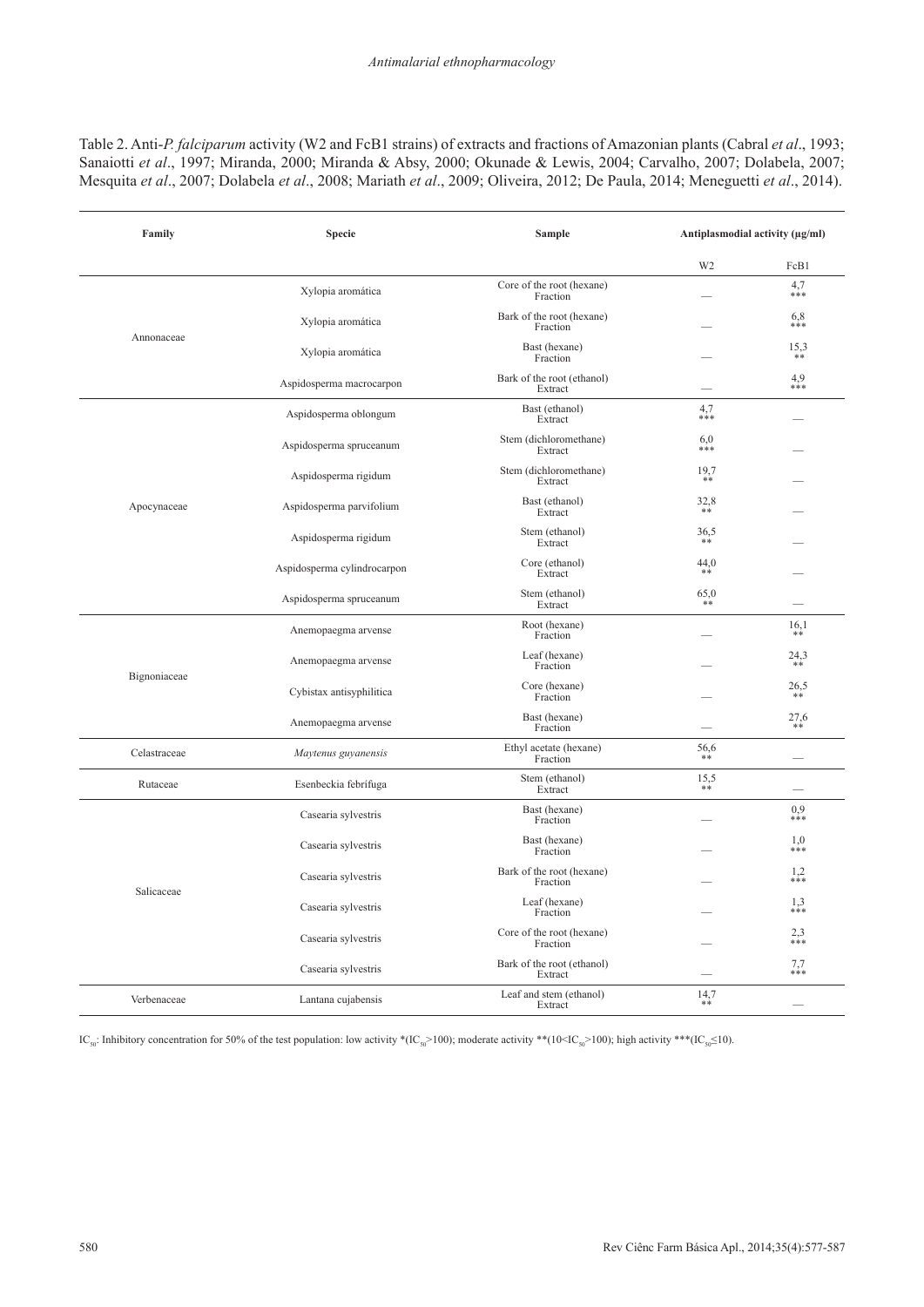Table 2. Anti-*P. falciparum* activity (W2 and FcB1 strains) of extracts and fractions of Amazonian plants (Cabral *et al*., 1993; Sanaiotti *et al*., 1997; Miranda, 2000; Miranda & Absy, 2000; Okunade & Lewis, 2004; Carvalho, 2007; Dolabela, 2007; Mesquita *et al*., 2007; Dolabela *et al*., 2008; Mariath *et al*., 2009; Oliveira, 2012; De Paula, 2014; Meneguetti *et al*., 2014).

| Family | Specie | Sample | Antiplasmodial activity (µg/ml) | |
|---|---|---|---|---|
| | | | W2 | FcB1 |
| Annonaceae | Xylopia aromática | Core of the root (hexane) Fraction | — | 4,7 *** |
| | Xylopia aromática | Bark of the root (hexane) Fraction | — | 6,8 *** |
| | Xylopia aromática | Bast (hexane) Fraction | — | 15,3 ** |
| | Aspidosperma macrocarpon | Bark of the root (ethanol) Extract | — | 4,9 *** |
| Apocynaceae | Aspidosperma oblongum | Bast (ethanol) Extract | 4,7 *** | — |
| | Aspidosperma spruceanum | Stem (dichloromethane) Extract | 6,0 *** | — |
| | Aspidosperma rigidum | Stem (dichloromethane) Extract | 19,7 ** | — |
| | Aspidosperma parvifolium | Bast (ethanol) Extract | 32,8 ** | — |
| | Aspidosperma rigidum | Stem (ethanol) Extract | 36,5 ** | — |
| | Aspidosperma cylindrocarpon | Core (ethanol) Extract | 44,0 ** | — |
| | Aspidosperma spruceanum | Stem (ethanol) Extract | 65,0 ** | — |
| Bignoniaceae | Anemopaegma arvense | Root (hexane) Fraction | — | 16,1 ** |
| | Anemopaegma arvense | Leaf (hexane) Fraction | — | 24,3 ** |
| | Cybistax antisyphilitica | Core (hexane) Fraction | — | 26,5 ** |
| | Anemopaegma arvense | Bast (hexane) Fraction | — | 27,6 ** |
| Celastraceae | *Maytenus guyanensis* | Ethyl acetate (hexane) Fraction | 56,6 ** | — |
| Rutaceae | Esenbeckia febrífuga | Stem (ethanol) Extract | 15,5 ** | — |
| Salicaceae | Casearia sylvestris | Bast (hexane) Fraction | — | 0,9 *** |
| | Casearia sylvestris | Bast (hexane) Fraction | — | 1,0 *** |
| | Casearia sylvestris | Bark of the root (hexane) Fraction | — | 1,2 *** |
| | Casearia sylvestris | Leaf (hexane) Fraction | — | 1,3 *** |
| | Casearia sylvestris | Core of the root (hexane) Fraction | — | 2,3 *** |
| | Casearia sylvestris | Bark of the root (ethanol) Extract | — | 7,7 *** |
| Verbenaceae | Lantana cujabensis | Leaf and stem (ethanol) Extract | 14,7 ** | — |

$IC_{50}$: Inhibitory concentration for 50% of the test population: low activity *($IC_{50}$>100); moderate activity **(10<$IC_{50}$>100); high activity ***($IC_{50}$≤10).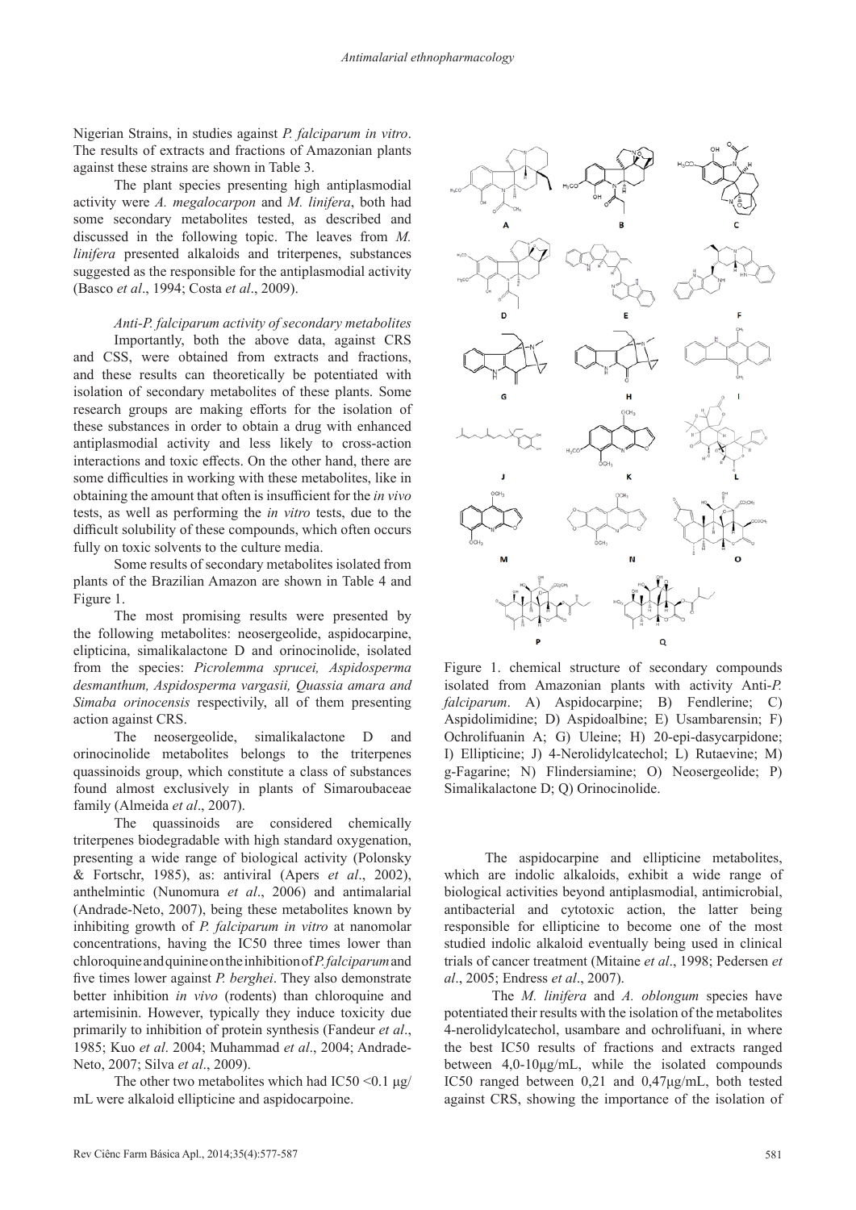Nigerian Strains, in studies against *P. falciparum in vitro*. The results of extracts and fractions of Amazonian plants against these strains are shown in Table 3.

The plant species presenting high antiplasmodial activity were *A. megalocarpon* and *M. linifera*, both had some secondary metabolites tested, as described and discussed in the following topic. The leaves from *M. linifera* presented alkaloids and triterpenes, substances suggested as the responsible for the antiplasmodial activity (Basco *et al*., 1994; Costa *et al*., 2009).

*Anti-P. falciparum activity of secondary metabolites*

Importantly, both the above data, against CRS and CSS, were obtained from extracts and fractions, and these results can theoretically be potentiated with isolation of secondary metabolites of these plants. Some research groups are making efforts for the isolation of these substances in order to obtain a drug with enhanced antiplasmodial activity and less likely to cross-action interactions and toxic effects. On the other hand, there are some difficulties in working with these metabolites, like in obtaining the amount that often is insufficient for the *in vivo* tests, as well as performing the *in vitro* tests, due to the difficult solubility of these compounds, which often occurs fully on toxic solvents to the culture media.

Some results of secondary metabolites isolated from plants of the Brazilian Amazon are shown in Table 4 and Figure 1.

The most promising results were presented by the following metabolites: neosergeolide, aspidocarpine, elipticina, simalikalactone D and orinocinolide, isolated from the species: *Picrolemma sprucei, Aspidosperma desmanthum, Aspidosperma vargasii, Quassia amara and Simaba orinocensis* respectivily, all of them presenting action against CRS.

The neosergeolide, simalikalactone D and orinocinolide metabolites belongs to the triterpenes quassinoids group, which constitute a class of substances found almost exclusively in plants of Simaroubaceae family (Almeida *et al*., 2007).

The quassinoids are considered chemically triterpenes biodegradable with high standard oxygenation, presenting a wide range of biological activity (Polonsky & Fortschr, 1985), as: antiviral (Apers *et al*., 2002), anthelmintic (Nunomura *et al*., 2006) and antimalarial (Andrade-Neto, 2007), being these metabolites known by inhibiting growth of *P. falciparum in vitro* at nanomolar concentrations, having the IC50 three times lower than chloroquine and quinine on the inhibition of *P. falciparum* and five times lower against *P. berghei*. They also demonstrate better inhibition *in vivo* (rodents) than chloroquine and artemisinin. However, typically they induce toxicity due primarily to inhibition of protein synthesis (Fandeur *et al*., 1985; Kuo *et al*. 2004; Muhammad *et al*., 2004; Andrade-Neto, 2007; Silva *et al*., 2009).

The other two metabolites which had IC50 <0.1 µg/mL were alkaloid ellipticine and aspidocarpoine.

Figure 1. chemical structure of secondary compounds isolated from Amazonian plants with activity Anti-*P. falciparum*. A) Aspidocarpine; B) Fendlerine; C) Aspidolimidine; D) Aspidoalbine; E) Usambarensin; F) Ochrolifuanin A; G) Uleine; H) 20-epi-dasycarpidone; I) Ellipticine; J) 4-Nerolidylcatechol; L) Rutaevine; M) g-Fagarine; N) Flindersiamine; O) Neosergeolide; P) Simalikalactone D; Q) Orinocinolide.

The aspidocarpine and ellipticine metabolites, which are indolic alkaloids, exhibit a wide range of biological activities beyond antiplasmodial, antimicrobial, antibacterial and cytotoxic action, the latter being responsible for ellipticine to become one of the most studied indolic alkaloid eventually being used in clinical trials of cancer treatment (Mitaine *et al*., 1998; Pedersen *et al*., 2005; Endress *et al*., 2007).

The *M. linifera* and *A. oblongum* species have potentiated their results with the isolation of the metabolites 4-nerolidylcatechol, usambare and ochrolifuani, in where the best IC50 results of fractions and extracts ranged between 4,0-10µg/mL, while the isolated compounds IC50 ranged between 0,21 and 0,47µg/mL, both tested against CRS, showing the importance of the isolation of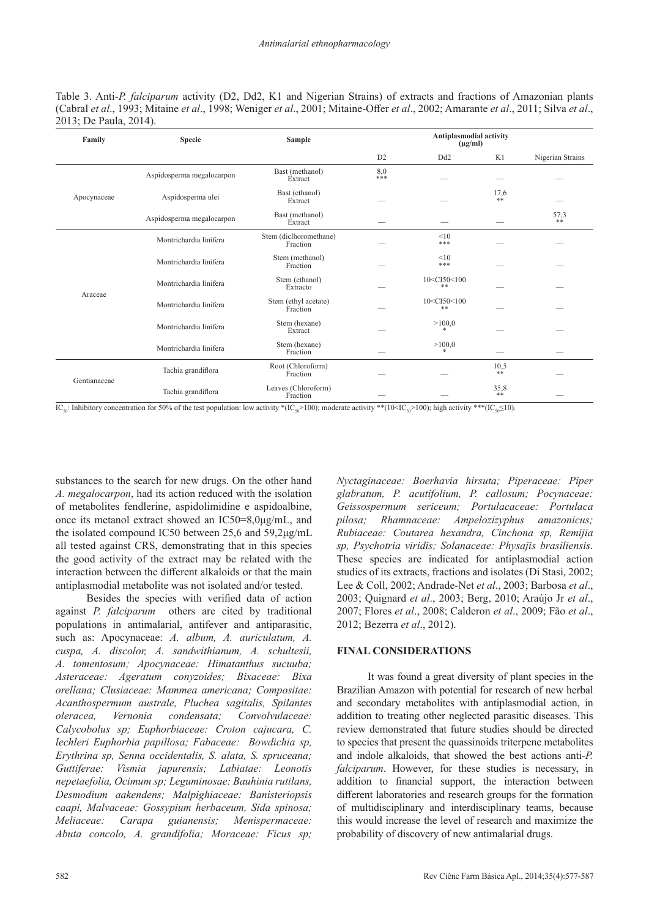Table 3. Anti-*P. falciparum* activity (D2, Dd2, K1 and Nigerian Strains) of extracts and fractions of Amazonian plants (Cabral *et al*., 1993; Mitaine *et al*., 1998; Weniger *et al*., 2001; Mitaine-Offer *et al*., 2002; Amarante *et al*., 2011; Silva *et al*., 2013; De Paula, 2014).

| Family | Specie | Sample | Antiplasmodial activity (µg/ml) | | | |
|---|---|---|---|---|---|---|
| | | | D2 | Dd2 | K1 | Nigerian Strains |
| Apocynaceae | Aspidosperma megalocarpon | Bast (methanol) Extract | 8,0 *** | — | — | — |
| | Aspidosperma ulei | Bast (ethanol) Extract | — | — | 17,6 ** | — |
| | Aspidosperma megalocarpon | Bast (methanol) Extract | — | — | — | 57,3 ** |
| Araceae | Montrichardia linifera | Stem (diclhoromethane) Fraction | — | <10 *** | — | — |
| | Montrichardia linifera | Stem (methanol) Fraction | — | <10 *** | — | — |
| | Montrichardia linifera | Stem (ethanol) Extracto | — | 10<CI50<100 ** | — | — |
| | Montrichardia linifera | Stem (ethyl acetate) Fraction | — | 10<CI50<100 ** | — | — |
| | Montrichardia linifera | Stem (hexane) Extract | — | >100,0 * | — | — |
| | Montrichardia linifera | Stem (hexane) Fraction | — | >100,0 * | — | — |
| Gentianaceae | Tachia grandiflora | Root (Chloroform) Fraction | — | — | 10,5 ** | — |
| | Tachia grandiflora | Leaves (Chloroform) Fraction | — | — | 35,8 ** | — |

$IC_{50}$: Inhibitory concentration for 50% of the test population: low activity *($IC_{50}$>100); moderate activity **(10<$IC_{50}$>100); high activity ***($IC_{50}$≤10).

substances to the search for new drugs. On the other hand *A. megalocarpon*, had its action reduced with the isolation of metabolites fendlerine, aspidolimidine e aspidoalbine, once its metanol extract showed an IC50=8,0µg/mL, and the isolated compound IC50 between 25,6 and 59,2µg/mL all tested against CRS, demonstrating that in this species the good activity of the extract may be related with the interaction between the different alkaloids or that the main antiplasmodial metabolite was not isolated and/or tested.

Besides the species with verified data of action against *P. falciparum* others are cited by traditional populations in antimalarial, antifever and antiparasitic, such as: Apocynaceae: *A. album, A. auriculatum, A. cuspa, A. discolor, A. sandwithianum, A. schultesii, A. tomentosum; Apocynaceae: Himatanthus sucuuba; Asteraceae: Ageratum conyzoides; Bixaceae: Bixa orellana; Clusiaceae: Mammea americana; Compositae: Acanthospermum australe, Pluchea sagitalis, Spilantes oleracea, Vernonia condensata; Convolvulaceae: Calycobolus sp; Euphorbiaceae: Croton cajucara, C. lechleri Euphorbia papillosa; Fabaceae: Bowdichia sp, Erythrina sp, Senna occidentalis, S. alata, S. spruceana; Guttiferae: Vismia japurensis; Labiatae: Leonotis nepetaefolia, Ocimum sp; Leguminosae: Bauhinia rutilans, Desmodium aakendens; Malpighiaceae: Banisteriopsis caapi, Malvaceae: Gossypium herbaceum, Sida spinosa; Meliaceae: Carapa guianensis; Menispermaceae: Abuta concolo, A. grandifolia; Moraceae: Ficus sp; Nyctaginaceae: Boerhavia hirsuta; Piperaceae: Piper glabratum, P. acutifolium, P. callosum; Pocynaceae: Geissospermum sericeum; Portulacaceae: Portulaca pilosa; Rhamnaceae: Ampelozizyphus amazonicus; Rubiaceae: Coutarea hexandra, Cinchona sp, Remijia sp, Psychotria viridis; Solanaceae: Physajis brasiliensis*. These species are indicated for antiplasmodial action studies of its extracts, fractions and isolates (Di Stasi, 2002; Lee & Coll, 2002; Andrade-Net *et al*., 2003; Barbosa *et al*., 2003; Quignard *et al*., 2003; Berg, 2010; Araújo Jr *et al*., 2007; Flores *et al*., 2008; Calderon *et al*., 2009; Fão *et al*., 2012; Bezerra *et al*., 2012).

## FINAL CONSIDERATIONS

It was found a great diversity of plant species in the Brazilian Amazon with potential for research of new herbal and secondary metabolites with antiplasmodial action, in addition to treating other neglected parasitic diseases. This review demonstrated that future studies should be directed to species that present the quassinoids triterpene metabolites and indole alkaloids, that showed the best actions anti-*P. falciparum*. However, for these studies is necessary, in addition to financial support, the interaction between different laboratories and research groups for the formation of multidisciplinary and interdisciplinary teams, because this would increase the level of research and maximize the probability of discovery of new antimalarial drugs.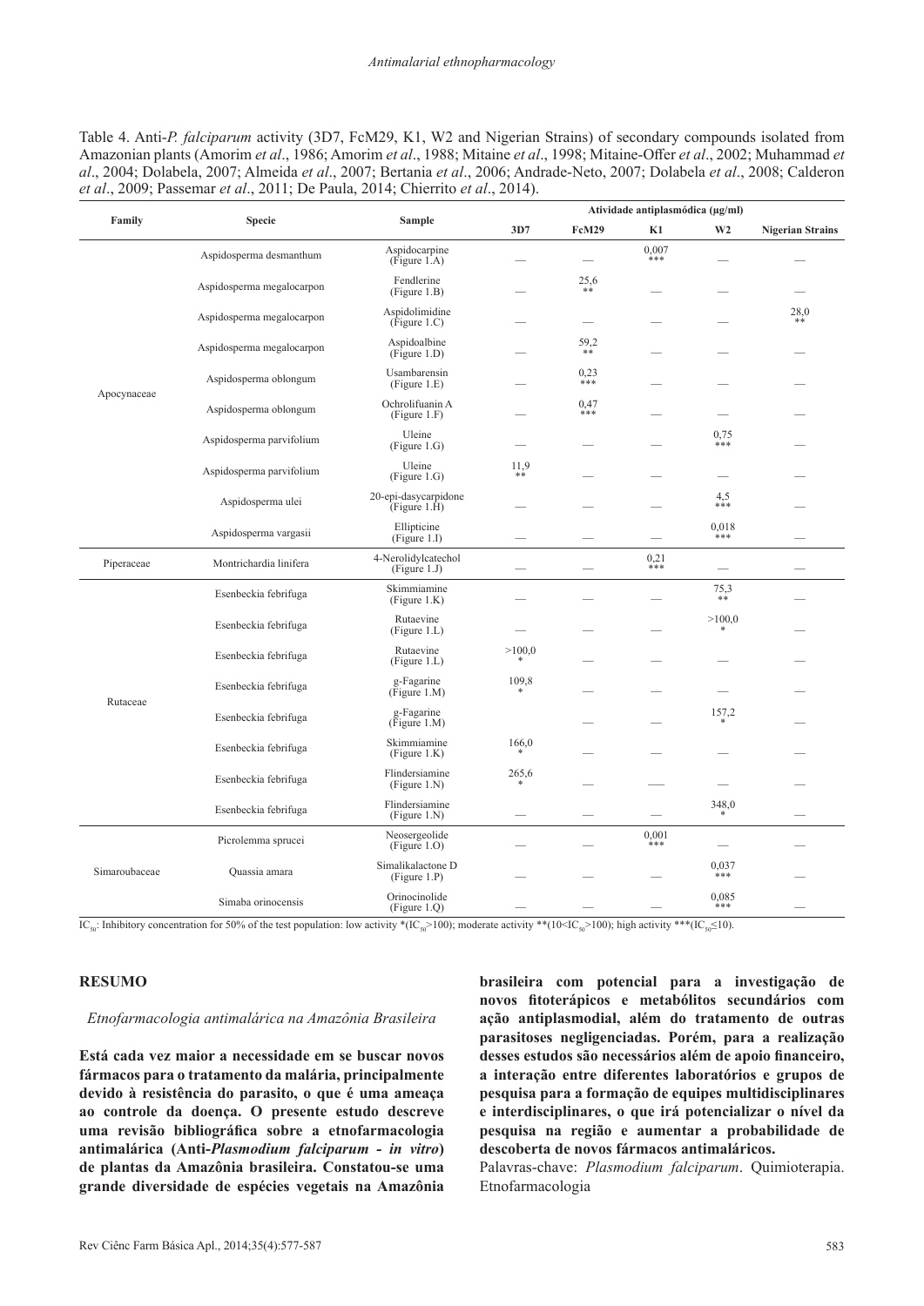Table 4. Anti-*P. falciparum* activity (3D7, FcM29, K1, W2 and Nigerian Strains) of secondary compounds isolated from Amazonian plants (Amorim *et al*., 1986; Amorim *et al*., 1988; Mitaine *et al*., 1998; Mitaine-Offer *et al*., 2002; Muhammad *et al*., 2004; Dolabela, 2007; Almeida *et al*., 2007; Bertania *et al*., 2006; Andrade-Neto, 2007; Dolabela *et al*., 2008; Calderon *et al*., 2009; Passemar *et al*., 2011; De Paula, 2014; Chierrito *et al*., 2014).

| Family | Specie | Sample | Atividade antiplasmódica (µg/ml) | | | | |
|---|---|---|---|---|---|---|---|
| | | | 3D7 | FcM29 | K1 | W2 | Nigerian Strains |
| Apocynaceae | Aspidosperma desmanthum | Aspidocarpine (Figure 1.A) | — | — | 0,007 *** | — | — |
| | Aspidosperma megalocarpon | Fendlerine (Figure 1.B) | — | 25,6 ** | — | — | — |
| | Aspidosperma megalocarpon | Aspidolimidine (Figure 1.C) | — | — | — | — | 28,0 ** |
| | Aspidosperma megalocarpon | Aspidoalbine (Figure 1.D) | — | 59,2 ** | — | — | — |
| | Aspidosperma oblongum | Usambarensin (Figure 1.E) | — | 0,23 *** | — | — | — |
| | Aspidosperma oblongum | Ochrolifuanin A (Figure 1.F) | — | 0,47 *** | — | — | — |
| | Aspidosperma parvifolium | Uleine (Figure 1.G) | — | — | — | 0,75 *** | — |
| | Aspidosperma parvifolium | Uleine (Figure 1.G) | 11,9 ** | — | — | — | — |
| | Aspidosperma ulei | 20-epi-dasycarpidone (Figure 1.H) | — | — | — | 4,5 *** | — |
| | Aspidosperma vargasii | Ellipticine (Figure 1.I) | — | — | — | 0,018 *** | — |
| Piperaceae | Montrichardia linifera | 4-Nerolidylcatechol (Figure 1.J) | — | — | 0,21 *** | — | — |
| Rutaceae | Esenbeckia febrifuga | Skimmiamine (Figure 1.K) | — | — | — | 75,3 ** | — |
| | Esenbeckia febrifuga | Rutaevine (Figure 1.L) | — | — | — | >100,0 * | — |
| | Esenbeckia febrifuga | Rutaevine (Figure 1.L) | >100,0 * | — | — | — | — |
| | Esenbeckia febrifuga | g-Fagarine (Figure 1.M) | 109,8 * | — | — | — | — |
| | Esenbeckia febrifuga | g-Fagarine (Figure 1.M) | | — | — | 157,2 * | — |
| | Esenbeckia febrifuga | Skimmiamine (Figure 1.K) | 166,0 * | — | — | — | — |
| | Esenbeckia febrifuga | Flindersiamine (Figure 1.N) | 265,6 * | — | — | — | — |
| | Esenbeckia febrifuga | Flindersiamine (Figure 1.N) | — | — | — | 348,0 * | — |
| Simaroubaceae | Picrolemma sprucei | Neosergeolide (Figure 1.O) | — | — | 0,001 *** | — | — |
| | Quassia amara | Simalikalactone D (Figure 1.P) | — | — | — | 0,037 *** | — |
| | Simaba orinocensis | Orinocinolide (Figure 1.Q) | — | — | — | 0,085 *** | — |

$IC_{50}$: Inhibitory concentration for 50% of the test population: low activity *($IC_{50}$>100); moderate activity **(10<$IC_{50}$>100); high activity ***($IC_{50}$≤10).

## RESUMO

*Etnofarmacologia antimalárica na Amazônia Brasileira*

**Está cada vez maior a necessidade em se buscar novos fármacos para o tratamento da malária, principalmente devido à resistência do parasito, o que é uma ameaça ao controle da doença. O presente estudo descreve uma revisão bibliográfica sobre a etnofarmacologia antimalárica (Anti-*Plasmodium falciparum - in vitro*) de plantas da Amazônia brasileira. Constatou-se uma grande diversidade de espécies vegetais na Amazônia brasileira com potencial para a investigação de novos fitoterápicos e metabólitos secundários com ação antiplasmodial, além do tratamento de outras parasitoses negligenciadas. Porém, para a realização desses estudos são necessários além de apoio financeiro, a interação entre diferentes laboratórios e grupos de pesquisa para a formação de equipes multidisciplinares e interdisciplinares, o que irá potencializar o nível da pesquisa na região e aumentar a probabilidade de descoberta de novos fármacos antimaláricos.**

Palavras-chave: *Plasmodium falciparum*. Quimioterapia. Etnofarmacologia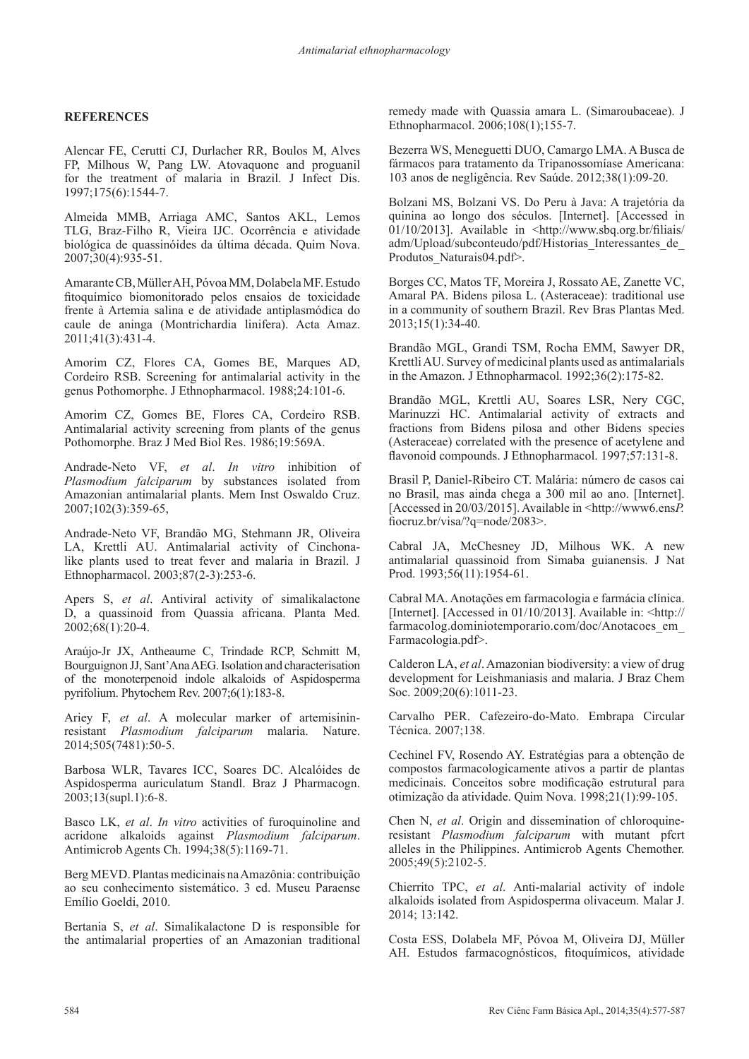## REFERENCES

Alencar FE, Cerutti CJ, Durlacher RR, Boulos M, Alves FP, Milhous W, Pang LW. Atovaquone and proguanil for the treatment of malaria in Brazil. J Infect Dis. 1997;175(6):1544-7.

Almeida MMB, Arriaga AMC, Santos AKL, Lemos TLG, Braz-Filho R, Vieira IJC. Ocorrência e atividade biológica de quassinóides da última década. Quim Nova. 2007;30(4):935-51.

Amarante CB, Müller AH, Póvoa MM, Dolabela MF. Estudo fitoquímico biomonitorado pelos ensaios de toxicidade frente à Artemia salina e de atividade antiplasmódica do caule de aninga (Montrichardia linifera). Acta Amaz. 2011;41(3):431-4.

Amorim CZ, Flores CA, Gomes BE, Marques AD, Cordeiro RSB. Screening for antimalarial activity in the genus Pothomorphe. J Ethnopharmacol. 1988;24:101-6.

Amorim CZ, Gomes BE, Flores CA, Cordeiro RSB. Antimalarial activity screening from plants of the genus Pothomorphe. Braz J Med Biol Res. 1986;19:569A.

Andrade-Neto VF, *et al*. *In vitro* inhibition of *Plasmodium falciparum* by substances isolated from Amazonian antimalarial plants. Mem Inst Oswaldo Cruz. 2007;102(3):359-65,

Andrade-Neto VF, Brandão MG, Stehmann JR, Oliveira LA, Krettli AU. Antimalarial activity of Cinchona-like plants used to treat fever and malaria in Brazil. J Ethnopharmacol. 2003;87(2-3):253-6.

Apers S, *et al*. Antiviral activity of simalikalactone D, a quassinoid from Quassia africana. Planta Med. 2002;68(1):20-4.

Araújo-Jr JX, Antheaume C, Trindade RCP, Schmitt M, Bourguignon JJ, Sant'Ana AEG. Isolation and characterisation of the monoterpenoid indole alkaloids of Aspidosperma pyrifolium. Phytochem Rev. 2007;6(1):183-8.

Ariey F, *et al*. A molecular marker of artemisinin-resistant *Plasmodium falciparum* malaria. Nature. 2014;505(7481):50-5.

Barbosa WLR, Tavares ICC, Soares DC. Alcalóides de Aspidosperma auriculatum Standl. Braz J Pharmacogn. 2003;13(supl.1):6-8.

Basco LK, *et al*. *In vitro* activities of furoquinoline and acridone alkaloids against *Plasmodium falciparum*. Antimicrob Agents Ch. 1994;38(5):1169-71.

Berg MEVD. Plantas medicinais na Amazônia: contribuição ao seu conhecimento sistemático. 3 ed. Museu Paraense Emílio Goeldi, 2010.

Bertania S, *et al*. Simalikalactone D is responsible for the antimalarial properties of an Amazonian traditional remedy made with Quassia amara L. (Simaroubaceae). J Ethnopharmacol. 2006;108(1);155-7.

Bezerra WS, Meneguetti DUO, Camargo LMA. A Busca de fármacos para tratamento da Tripanossomíase Americana: 103 anos de negligência. Rev Saúde. 2012;38(1):09-20.

Bolzani MS, Bolzani VS. Do Peru à Java: A trajetória da quinina ao longo dos séculos. [Internet]. [Accessed in 01/10/2013]. Available in <http://www.sbq.org.br/filiais/adm/Upload/subconteudo/pdf/Historias_Interessantes_de_Produtos_Naturais04.pdf>.

Borges CC, Matos TF, Moreira J, Rossato AE, Zanette VC, Amaral PA. Bidens pilosa L. (Asteraceae): traditional use in a community of southern Brazil. Rev Bras Plantas Med. 2013;15(1):34-40.

Brandão MGL, Grandi TSM, Rocha EMM, Sawyer DR, Krettli AU. Survey of medicinal plants used as antimalarials in the Amazon. J Ethnopharmacol. 1992;36(2):175-82.

Brandão MGL, Krettli AU, Soares LSR, Nery CGC, Marinuzzi HC. Antimalarial activity of extracts and fractions from Bidens pilosa and other Bidens species (Asteraceae) correlated with the presence of acetylene and flavonoid compounds. J Ethnopharmacol. 1997;57:131-8.

Brasil P, Daniel-Ribeiro CT. Malária: número de casos cai no Brasil, mas ainda chega a 300 mil ao ano. [Internet]. [Accessed in 20/03/2015]. Available in <http://www6.ens*P*.fiocruz.br/visa/?q=node/2083>.

Cabral JA, McChesney JD, Milhous WK. A new antimalarial quassinoid from Simaba guianensis. J Nat Prod. 1993;56(11):1954-61.

Cabral MA. Anotações em farmacologia e farmácia clínica. [Internet]. [Accessed in 01/10/2013]. Available in: <http://farmacolog.dominiotemporario.com/doc/Anotacoes_em_Farmacologia.pdf>.

Calderon LA, *et al*. Amazonian biodiversity: a view of drug development for Leishmaniasis and malaria. J Braz Chem Soc. 2009;20(6):1011-23.

Carvalho PER. Cafezeiro-do-Mato. Embrapa Circular Técnica. 2007;138.

Cechinel FV, Rosendo AY. Estratégias para a obtenção de compostos farmacologicamente ativos a partir de plantas medicinais. Conceitos sobre modificação estrutural para otimização da atividade. Quim Nova. 1998;21(1):99-105.

Chen N, *et al*. Origin and dissemination of chloroquine-resistant *Plasmodium falciparum* with mutant pfcrt alleles in the Philippines. Antimicrob Agents Chemother. 2005;49(5):2102-5.

Chierrito TPC, *et al*. Anti-malarial activity of indole alkaloids isolated from Aspidosperma olivaceum. Malar J. 2014; 13:142.

Costa ESS, Dolabela MF, Póvoa M, Oliveira DJ, Müller AH. Estudos farmacognósticos, fitoquímicos, atividade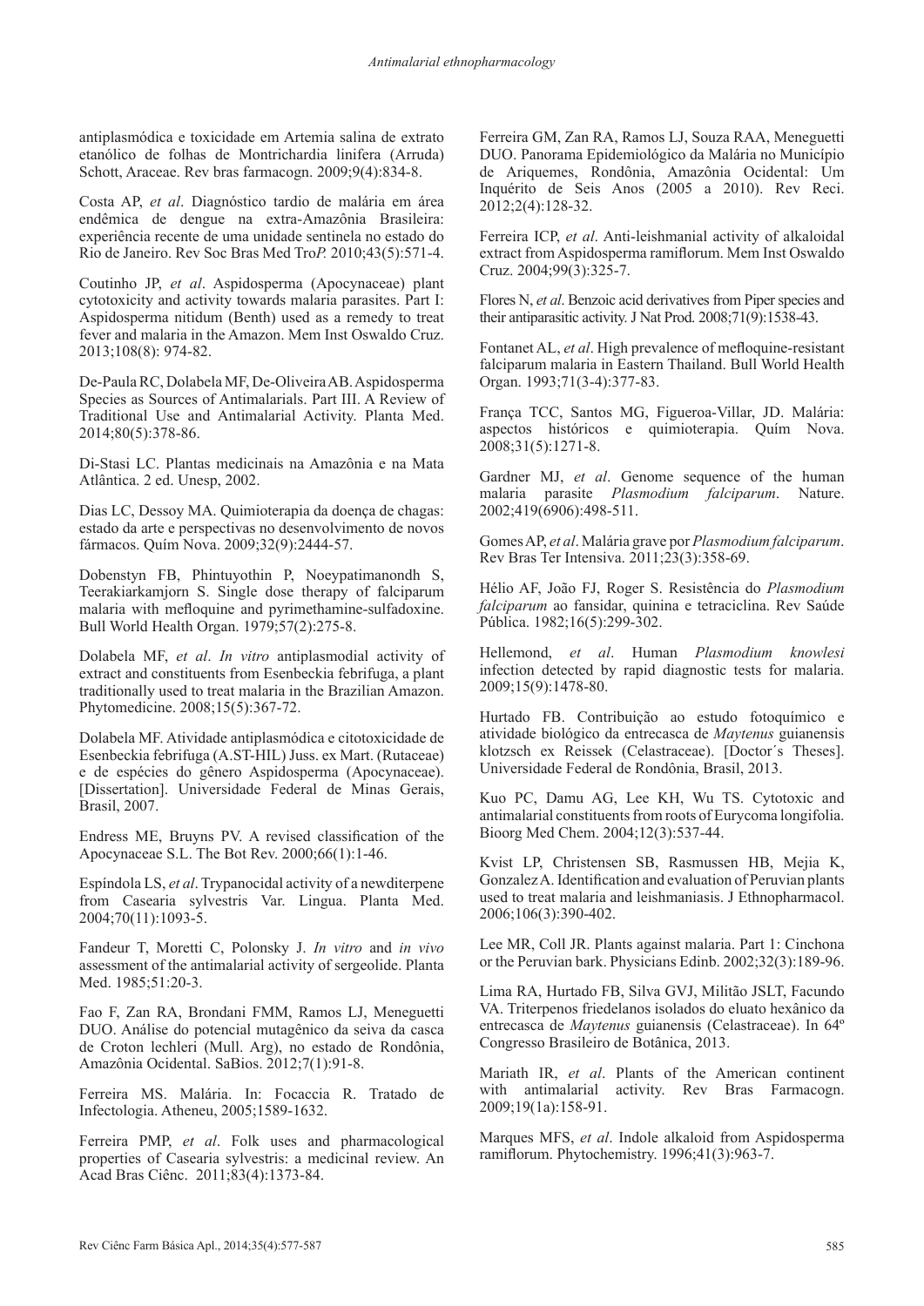antiplasmódica e toxicidade em Artemia salina de extrato etanólico de folhas de Montrichardia linifera (Arruda) Schott, Araceae. Rev bras farmacogn. 2009;9(4):834-8.

Costa AP, *et al*. Diagnóstico tardio de malária em área endêmica de dengue na extra-Amazônia Brasileira: experiência recente de uma unidade sentinela no estado do Rio de Janeiro. Rev Soc Bras Med Tro*P.* 2010;43(5):571-4.

Coutinho JP, *et al*. Aspidosperma (Apocynaceae) plant cytotoxicity and activity towards malaria parasites. Part I: Aspidosperma nitidum (Benth) used as a remedy to treat fever and malaria in the Amazon. Mem Inst Oswaldo Cruz. 2013;108(8): 974-82.

De-Paula RC, Dolabela MF, De-Oliveira AB. Aspidosperma Species as Sources of Antimalarials. Part III. A Review of Traditional Use and Antimalarial Activity. Planta Med. 2014;80(5):378-86.

Di-Stasi LC. Plantas medicinais na Amazônia e na Mata Atlântica. 2 ed. Unesp, 2002.

Dias LC, Dessoy MA. Quimioterapia da doença de chagas: estado da arte e perspectivas no desenvolvimento de novos fármacos. Quím Nova. 2009;32(9):2444-57.

Dobenstyn FB, Phintuyothin P, Noeypatimanondh S, Teerakiarkamjorn S. Single dose therapy of falciparum malaria with mefloquine and pyrimethamine-sulfadoxine. Bull World Health Organ. 1979;57(2):275-8.

Dolabela MF, *et al*. *In vitro* antiplasmodial activity of extract and constituents from Esenbeckia febrifuga, a plant traditionally used to treat malaria in the Brazilian Amazon. Phytomedicine. 2008;15(5):367-72.

Dolabela MF. Atividade antiplasmódica e citotoxicidade de Esenbeckia febrifuga (A.ST-HIL) Juss. ex Mart. (Rutaceae) e de espécies do gênero Aspidosperma (Apocynaceae). [Dissertation]. Universidade Federal de Minas Gerais, Brasil, 2007.

Endress ME, Bruyns PV. A revised classification of the Apocynaceae S.L. The Bot Rev. 2000;66(1):1-46.

Espíndola LS, *et al*. Trypanocidal activity of a newditerpene from Casearia sylvestris Var. Lingua. Planta Med. 2004;70(11):1093-5.

Fandeur T, Moretti C, Polonsky J. *In vitro* and *in vivo* assessment of the antimalarial activity of sergeolide. Planta Med. 1985;51:20-3.

Fao F, Zan RA, Brondani FMM, Ramos LJ, Meneguetti DUO. Análise do potencial mutagênico da seiva da casca de Croton lechleri (Mull. Arg), no estado de Rondônia, Amazônia Ocidental. SaBios. 2012;7(1):91-8.

Ferreira MS. Malária. In: Focaccia R. Tratado de Infectologia. Atheneu, 2005;1589-1632.

Ferreira PMP, *et al*. Folk uses and pharmacological properties of Casearia sylvestris: a medicinal review. An Acad Bras Ciênc. 2011;83(4):1373-84.

Ferreira GM, Zan RA, Ramos LJ, Souza RAA, Meneguetti DUO. Panorama Epidemiológico da Malária no Município de Ariquemes, Rondônia, Amazônia Ocidental: Um Inquérito de Seis Anos (2005 a 2010). Rev Reci. 2012;2(4):128-32.

Ferreira ICP, *et al*. Anti-leishmanial activity of alkaloidal extract from Aspidosperma ramiflorum. Mem Inst Oswaldo Cruz. 2004;99(3):325-7.

Flores N, *et al*. Benzoic acid derivatives from Piper species and their antiparasitic activity. J Nat Prod. 2008;71(9):1538-43.

Fontanet AL, *et al*. High prevalence of mefloquine-resistant falciparum malaria in Eastern Thailand. Bull World Health Organ. 1993;71(3-4):377-83.

França TCC, Santos MG, Figueroa-Villar, JD. Malária: aspectos históricos e quimioterapia. Quím Nova. 2008;31(5):1271-8.

Gardner MJ, *et al*. Genome sequence of the human malaria parasite *Plasmodium falciparum*. Nature. 2002;419(6906):498-511.

Gomes AP, *et al*. Malária grave por *Plasmodium falciparum*. Rev Bras Ter Intensiva. 2011;23(3):358-69.

Hélio AF, João FJ, Roger S. Resistência do *Plasmodium falciparum* ao fansidar, quinina e tetraciclina. Rev Saúde Pública. 1982;16(5):299-302.

Hellemond, *et al*. Human *Plasmodium knowlesi* infection detected by rapid diagnostic tests for malaria. 2009;15(9):1478-80.

Hurtado FB. Contribuição ao estudo fotoquímico e atividade biológico da entrecasca de *Maytenus* guianensis klotzsch ex Reissek (Celastraceae). [Doctor´s Theses]. Universidade Federal de Rondônia, Brasil, 2013.

Kuo PC, Damu AG, Lee KH, Wu TS. Cytotoxic and antimalarial constituents from roots of Eurycoma longifolia. Bioorg Med Chem. 2004;12(3):537-44.

Kvist LP, Christensen SB, Rasmussen HB, Mejia K, Gonzalez A. Identification and evaluation of Peruvian plants used to treat malaria and leishmaniasis. J Ethnopharmacol. 2006;106(3):390-402.

Lee MR, Coll JR. Plants against malaria. Part 1: Cinchona or the Peruvian bark. Physicians Edinb. 2002;32(3):189-96.

Lima RA, Hurtado FB, Silva GVJ, Militão JSLT, Facundo VA. Triterpenos friedelanos isolados do eluato hexânico da entrecasca de *Maytenus* guianensis (Celastraceae). In 64º Congresso Brasileiro de Botânica, 2013.

Mariath IR, *et al*. Plants of the American continent with antimalarial activity. Rev Bras Farmacogn. 2009;19(1a):158-91.

Marques MFS, *et al*. Indole alkaloid from Aspidosperma ramiflorum. Phytochemistry. 1996;41(3):963-7.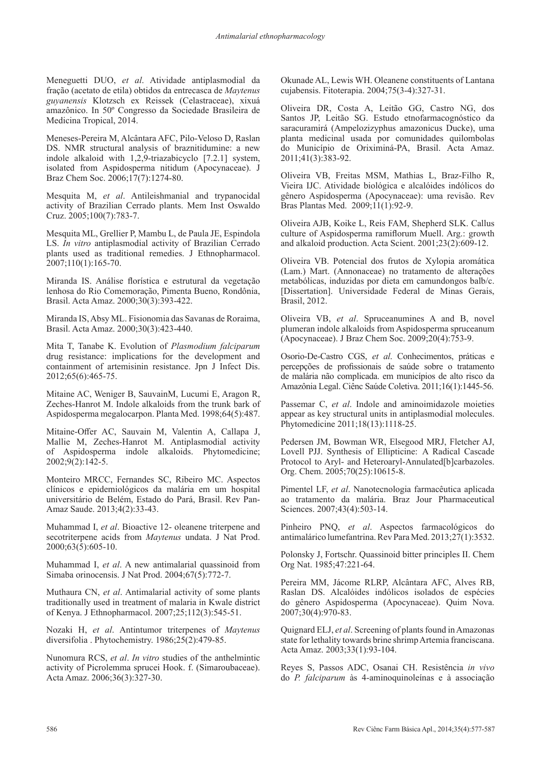Meneguetti DUO, *et al*. Atividade antiplasmodial da fração (acetato de etila) obtidos da entrecasca de *Maytenus guyanensis* Klotzsch ex Reissek (Celastraceae), xixuá amazônico. In 50º Congresso da Sociedade Brasileira de Medicina Tropical, 2014.

Meneses-Pereira M, Alcântara AFC, Pilo-Veloso D, Raslan DS. NMR structural analysis of braznitidumine: a new indole alkaloid with 1,2,9-triazabicyclo [7.2.1] system, isolated from Aspidosperma nitidum (Apocynaceae). J Braz Chem Soc. 2006;17(7):1274-80.

Mesquita M, *et al*. Antileishmanial and trypanocidal activity of Brazilian Cerrado plants. Mem Inst Oswaldo Cruz. 2005;100(7):783-7.

Mesquita ML, Grellier P, Mambu L, de Paula JE, Espindola LS. *In vitro* antiplasmodial activity of Brazilian Cerrado plants used as traditional remedies. J Ethnopharmacol. 2007;110(1):165-70.

Miranda IS. Análise florística e estrutural da vegetação lenhosa do Rio Comemoração, Pimenta Bueno, Rondônia, Brasil. Acta Amaz. 2000;30(3):393-422.

Miranda IS, Absy ML. Fisionomia das Savanas de Roraima, Brasil. Acta Amaz. 2000;30(3):423-440.

Mita T, Tanabe K. Evolution of *Plasmodium falciparum* drug resistance: implications for the development and containment of artemisinin resistance. Jpn J Infect Dis. 2012;65(6):465-75.

Mitaine AC, Weniger B, SauvainM, Lucumi E, Aragon R, Zeches-Hanrot M. Indole alkaloids from the trunk bark of Aspidosperma megalocarpon. Planta Med. 1998;64(5):487.

Mitaine-Offer AC, Sauvain M, Valentin A, Callapa J, Mallie M, Zeches-Hanrot M. Antiplasmodial activity of Aspidosperma indole alkaloids. Phytomedicine; 2002;9(2):142-5.

Monteiro MRCC, Fernandes SC, Ribeiro MC. Aspectos clínicos e epidemiológicos da malária em um hospital universitário de Belém, Estado do Pará, Brasil. Rev Pan-Amaz Saude. 2013;4(2):33-43.

Muhammad I, *et al*. Bioactive 12- oleanene triterpene and secotriterpene acids from *Maytenus* undata. J Nat Prod. 2000;63(5):605-10.

Muhammad I, *et al*. A new antimalarial quassinoid from Simaba orinocensis. J Nat Prod. 2004;67(5):772-7.

Muthaura CN, *et al*. Antimalarial activity of some plants traditionally used in treatment of malaria in Kwale district of Kenya. J Ethnopharmacol. 2007;25;112(3):545-51.

Nozaki H, *et al*. Antintumor triterpenes of *Maytenus* diversifolia . Phytochemistry. 1986;25(2):479-85.

Nunomura RCS, *et al*. *In vitro* studies of the anthelmintic activity of Picrolemma sprucei Hook. f. (Simaroubaceae). Acta Amaz. 2006;36(3):327-30.

Okunade AL, Lewis WH. Oleanene constituents of Lantana cujabensis. Fitoterapia. 2004;75(3-4):327-31.

Oliveira DR, Costa A, Leitão GG, Castro NG, dos Santos JP, Leitão SG. Estudo etnofarmacognóstico da saracuramirá (Ampelozizyphus amazonicus Ducke), uma planta medicinal usada por comunidades quilombolas do Município de Oriximiná-PA, Brasil. Acta Amaz. 2011;41(3):383-92.

Oliveira VB, Freitas MSM, Mathias L, Braz-Filho R, Vieira IJC. Atividade biológica e alcalóides indólicos do gênero Aspidosperma (Apocynaceae): uma revisão. Rev Bras Plantas Med. 2009;11(1):92-9.

Oliveira AJB, Koike L, Reis FAM, Shepherd SLK. Callus culture of Aspidosperma ramiflorum Muell. Arg.: growth and alkaloid production. Acta Scient. 2001;23(2):609-12.

Oliveira VB. Potencial dos frutos de Xylopia aromática (Lam.) Mart. (Annonaceae) no tratamento de alterações metabólicas, induzidas por dieta em camundongos balb/c. [Dissertation]. Universidade Federal de Minas Gerais, Brasil, 2012.

Oliveira VB, *et al*. Spruceanumines A and B, novel plumeran indole alkaloids from Aspidosperma spruceanum (Apocynaceae). J Braz Chem Soc. 2009;20(4):753-9.

Osorio-De-Castro CGS, *et al*. Conhecimentos, práticas e percepções de profissionais de saúde sobre o tratamento de malária não complicada. em municípios de alto risco da Amazônia Legal. Ciênc Saúde Coletiva. 2011;16(1):1445-56.

Passemar C, *et al*. Indole and aminoimidazole moieties appear as key structural units in antiplasmodial molecules. Phytomedicine 2011;18(13):1118-25.

Pedersen JM, Bowman WR, Elsegood MRJ, Fletcher AJ, Lovell PJJ. Synthesis of Ellipticine: A Radical Cascade Protocol to Aryl- and Heteroaryl-Annulated[b]carbazoles. Org. Chem. 2005;70(25):10615-8.

Pimentel LF, *et al*. Nanotecnologia farmacêutica aplicada ao tratamento da malária. Braz Jour Pharmaceutical Sciences. 2007;43(4):503-14.

Pinheiro PNQ, *et al*. Aspectos farmacológicos do antimalárico lumefantrina. Rev Para Med. 2013;27(1):3532.

Polonsky J, Fortschr. Quassinoid bitter principles II. Chem Org Nat. 1985;47:221-64.

Pereira MM, Jácome RLRP, Alcântara AFC, Alves RB, Raslan DS. Alcalóides indólicos isolados de espécies do gênero Aspidosperma (Apocynaceae). Quim Nova. 2007;30(4):970-83.

Quignard ELJ, *et al*. Screening of plants found in Amazonas state for lethality towards brine shrimp Artemia franciscana. Acta Amaz. 2003;33(1):93-104.

Reyes S, Passos ADC, Osanai CH. Resistência *in vivo* do *P. falciparum* às 4-aminoquinoleínas e à associação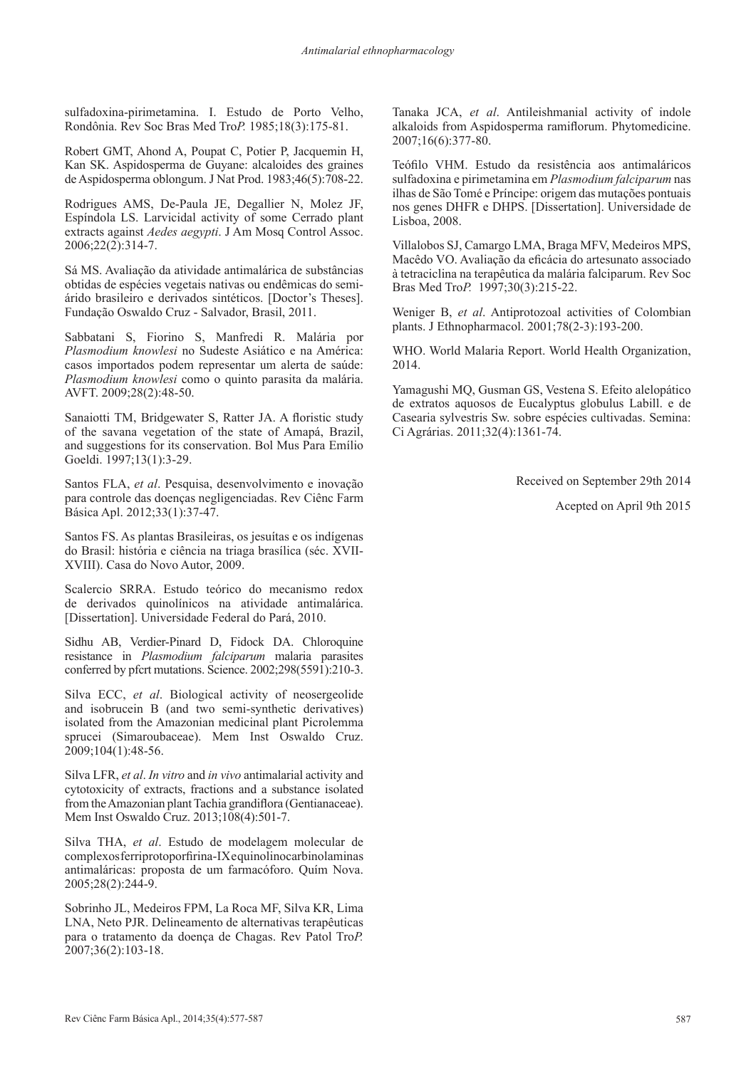sulfadoxina-pirimetamina. I. Estudo de Porto Velho, Rondônia. Rev Soc Bras Med Tro*P.* 1985;18(3):175-81.

Robert GMT, Ahond A, Poupat C, Potier P, Jacquemin H, Kan SK. Aspidosperma de Guyane: alcaloides des graines de Aspidosperma oblongum. J Nat Prod. 1983;46(5):708-22.

Rodrigues AMS, De-Paula JE, Degallier N, Molez JF, Espíndola LS. Larvicidal activity of some Cerrado plant extracts against *Aedes aegypti*. J Am Mosq Control Assoc. 2006;22(2):314-7.

Sá MS. Avaliação da atividade antimalárica de substâncias obtidas de espécies vegetais nativas ou endêmicas do semi-árido brasileiro e derivados sintéticos. [Doctor's Theses]. Fundação Oswaldo Cruz - Salvador, Brasil, 2011.

Sabbatani S, Fiorino S, Manfredi R. Malária por *Plasmodium knowlesi* no Sudeste Asiático e na América: casos importados podem representar um alerta de saúde: *Plasmodium knowlesi* como o quinto parasita da malária. AVFT. 2009;28(2):48-50.

Sanaiotti TM, Bridgewater S, Ratter JA. A floristic study of the savana vegetation of the state of Amapá, Brazil, and suggestions for its conservation. Bol Mus Para Emílio Goeldi. 1997;13(1):3-29.

Santos FLA, *et al*. Pesquisa, desenvolvimento e inovação para controle das doenças negligenciadas. Rev Ciênc Farm Básica Apl. 2012;33(1):37-47.

Santos FS. As plantas Brasileiras, os jesuítas e os indígenas do Brasil: história e ciência na triaga brasílica (séc. XVII-XVIII). Casa do Novo Autor, 2009.

Scalercio SRRA. Estudo teórico do mecanismo redox de derivados quinolínicos na atividade antimalárica. [Dissertation]. Universidade Federal do Pará, 2010.

Sidhu AB, Verdier-Pinard D, Fidock DA. Chloroquine resistance in *Plasmodium falciparum* malaria parasites conferred by pfcrt mutations. Science. 2002;298(5591):210-3.

Silva ECC, *et al*. Biological activity of neosergeolide and isobrucein B (and two semi-synthetic derivatives) isolated from the Amazonian medicinal plant Picrolemma sprucei (Simaroubaceae). Mem Inst Oswaldo Cruz. 2009;104(1):48-56.

Silva LFR, *et al*. *In vitro* and *in vivo* antimalarial activity and cytotoxicity of extracts, fractions and a substance isolated from the Amazonian plant Tachia grandiflora (Gentianaceae). Mem Inst Oswaldo Cruz. 2013;108(4):501-7.

Silva THA, *et al*. Estudo de modelagem molecular de complexosferriprotoporfirina-IXequinolinocarbinolaminas antimaláricas: proposta de um farmacóforo. Quím Nova. 2005;28(2):244-9.

Sobrinho JL, Medeiros FPM, La Roca MF, Silva KR, Lima LNA, Neto PJR. Delineamento de alternativas terapêuticas para o tratamento da doença de Chagas. Rev Patol Tro*P.* 2007;36(2):103-18.

Tanaka JCA, *et al*. Antileishmanial activity of indole alkaloids from Aspidosperma ramiflorum. Phytomedicine. 2007;16(6):377-80.

Teófilo VHM. Estudo da resistência aos antimaláricos sulfadoxina e pirimetamina em *Plasmodium falciparum* nas ilhas de São Tomé e Príncipe: origem das mutações pontuais nos genes DHFR e DHPS. [Dissertation]. Universidade de Lisboa, 2008.

Villalobos SJ, Camargo LMA, Braga MFV, Medeiros MPS, Macêdo VO. Avaliação da eficácia do artesunato associado à tetraciclina na terapêutica da malária falciparum. Rev Soc Bras Med Tro*P.* 1997;30(3):215-22.

Weniger B, *et al*. Antiprotozoal activities of Colombian plants. J Ethnopharmacol. 2001;78(2-3):193-200.

WHO. World Malaria Report. World Health Organization, 2014.

Yamagushi MQ, Gusman GS, Vestena S. Efeito alelopático de extratos aquosos de Eucalyptus globulus Labill. e de Casearia sylvestris Sw. sobre espécies cultivadas. Semina: Ci Agrárias. 2011;32(4):1361-74.

Received on September 29th 2014

Acepted on April 9th 2015